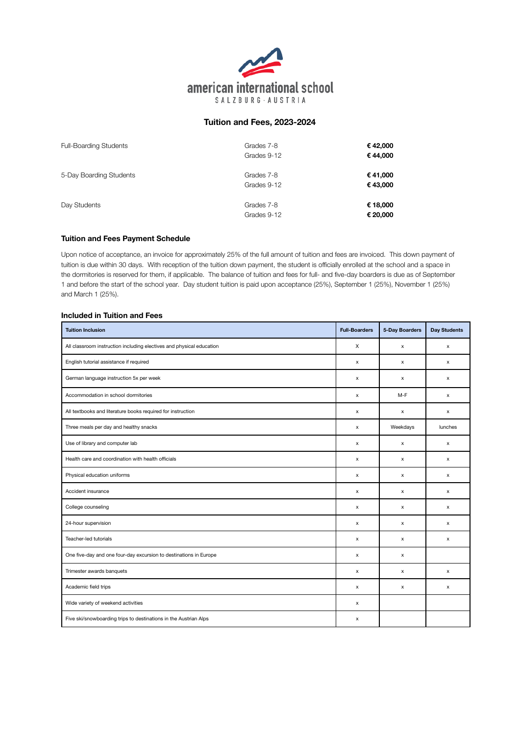american international school
SALZBURG · AUSTRIA

## Tuition and Fees, 2023-2024

| | | |
|---|---|---|
| Full-Boarding Students | Grades 7-8 | **€ 42,000** |
| | Grades 9-12 | **€ 44,000** |
| 5-Day Boarding Students | Grades 7-8 | **€ 41,000** |
| | Grades 9-12 | **€ 43,000** |
| Day Students | Grades 7-8 | **€ 18,000** |
| | Grades 9-12 | **€ 20,000** |

### Tuition and Fees Payment Schedule

Upon notice of acceptance, an invoice for approximately 25% of the full amount of tuition and fees are invoiced. This down payment of tuition is due within 30 days. With reception of the tuition down payment, the student is officially enrolled at the school and a space in the dormitories is reserved for them, if applicable. The balance of tuition and fees for full- and five-day boarders is due as of September 1 and before the start of the school year. Day student tuition is paid upon acceptance (25%), September 1 (25%), November 1 (25%) and March 1 (25%).

### Included in Tuition and Fees

| Tuition Inclusion | Full-Boarders | 5-Day Boarders | Day Students |
|---|---|---|---|
| All classroom instruction including electives and physical education | X | x | x |
| English tutorial assistance if required | x | x | x |
| German language instruction 5x per week | x | x | x |
| Accommodation in school dormitories | x | M-F | x |
| All textbooks and literature books required for instruction | x | x | x |
| Three meals per day and healthy snacks | x | Weekdays | lunches |
| Use of library and computer lab | x | x | x |
| Health care and coordination with health officials | x | x | x |
| Physical education uniforms | x | x | x |
| Accident insurance | x | x | x |
| College counseling | x | x | x |
| 24-hour supervision | x | x | x |
| Teacher-led tutorials | x | x | x |
| One five-day and one four-day excursion to destinations in Europe | x | x | |
| Trimester awards banquets | x | x | x |
| Academic field trips | x | x | x |
| Wide variety of weekend activities | x | | |
| Five ski/snowboarding trips to destinations in the Austrian Alps | x | | |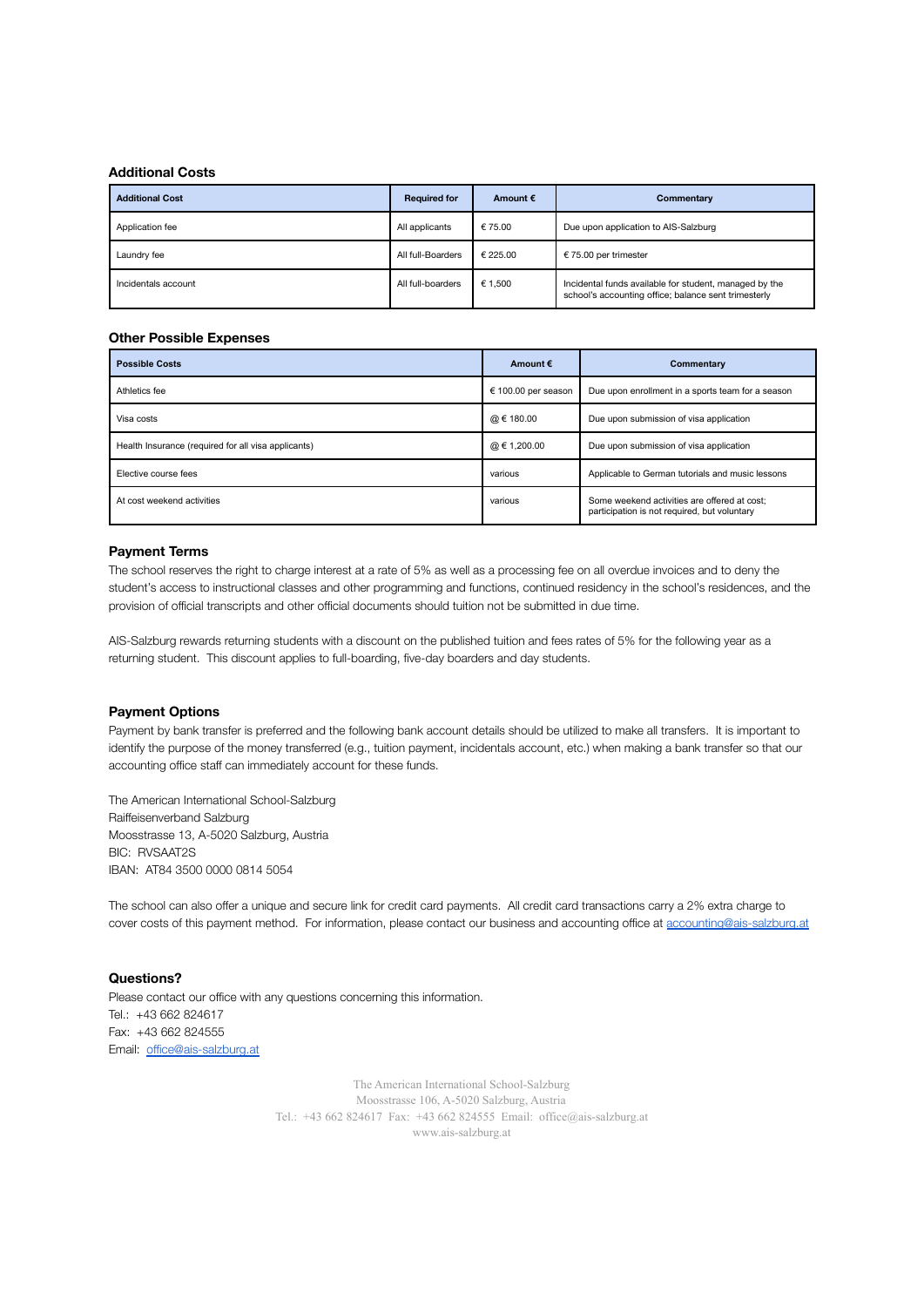## Additional Costs

| Additional Cost | Required for | Amount € | Commentary |
|---|---|---|---|
| Application fee | All applicants | € 75.00 | Due upon application to AIS-Salzburg |
| Laundry fee | All full-Boarders | € 225.00 | € 75.00 per trimester |
| Incidentals account | All full-boarders | € 1,500 | Incidental funds available for student, managed by the school's accounting office; balance sent trimesterly |

## Other Possible Expenses

| Possible Costs | Amount € | Commentary |
|---|---|---|
| Athletics fee | € 100.00 per season | Due upon enrollment in a sports team for a season |
| Visa costs | @ € 180.00 | Due upon submission of visa application |
| Health Insurance (required for all visa applicants) | @ € 1,200.00 | Due upon submission of visa application |
| Elective course fees | various | Applicable to German tutorials and music lessons |
| At cost weekend activities | various | Some weekend activities are offered at cost; participation is not required, but voluntary |

## Payment Terms

The school reserves the right to charge interest at a rate of 5% as well as a processing fee on all overdue invoices and to deny the student's access to instructional classes and other programming and functions, continued residency in the school's residences, and the provision of official transcripts and other official documents should tuition not be submitted in due time.

AIS-Salzburg rewards returning students with a discount on the published tuition and fees rates of 5% for the following year as a returning student. This discount applies to full-boarding, five-day boarders and day students.

## Payment Options

Payment by bank transfer is preferred and the following bank account details should be utilized to make all transfers. It is important to identify the purpose of the money transferred (e.g., tuition payment, incidentals account, etc.) when making a bank transfer so that our accounting office staff can immediately account for these funds.

The American International School-Salzburg
Raiffeisenverband Salzburg
Moosstrasse 13, A-5020 Salzburg, Austria
BIC: RVSAAT2S
IBAN: AT84 3500 0000 0814 5054

The school can also offer a unique and secure link for credit card payments. All credit card transactions carry a 2% extra charge to cover costs of this payment method. For information, please contact our business and accounting office at accounting@ais-salzburg.at

## Questions?

Please contact our office with any questions concerning this information.
Tel.: +43 662 824617
Fax: +43 662 824555
Email: office@ais-salzburg.at